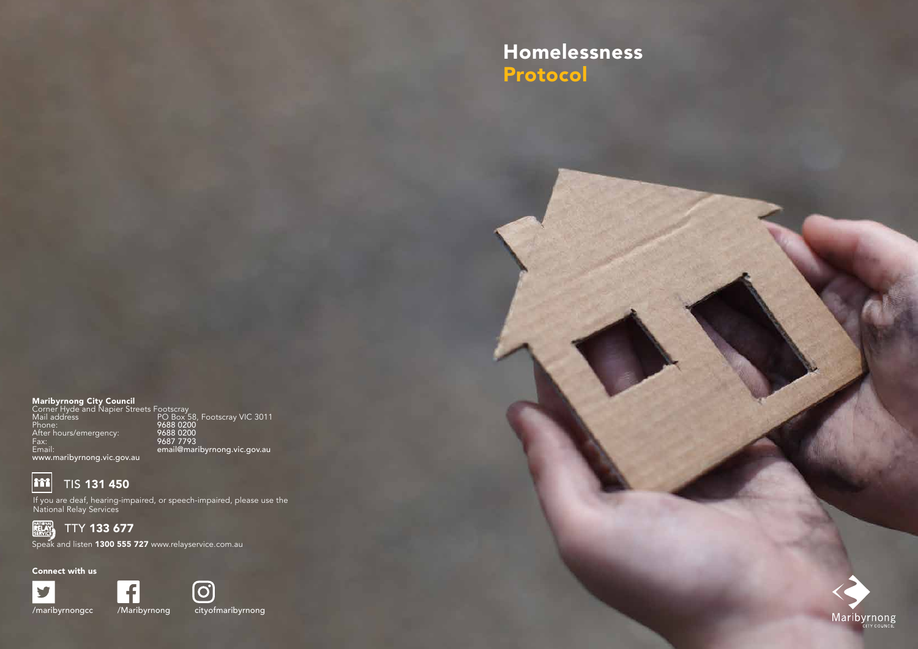# Homelessness Protocol

**Maribyrnong City Council**
Corner Hyde and Napier Streets Footscray

| | |
|---|---|
| Mail address | PO Box 58, Footscray VIC 3011 |
| Phone: | 9688 0200 |
| After hours/emergency: | 9688 0200 |
| Fax: | 9687 7793 |
| Email: | email@maribyrnong.vic.gov.au |

www.maribyrnong.vic.gov.au

TIS **131 450**

If you are deaf, hearing-impaired, or speech-impaired, please use the National Relay Services

TTY **133 677**

Speak and listen **1300 555 727** www.relayservice.com.au

**Connect with us**

/maribyrnongcc

/Maribyrnong

cityofmaribyrnong

Maribyrnong City Council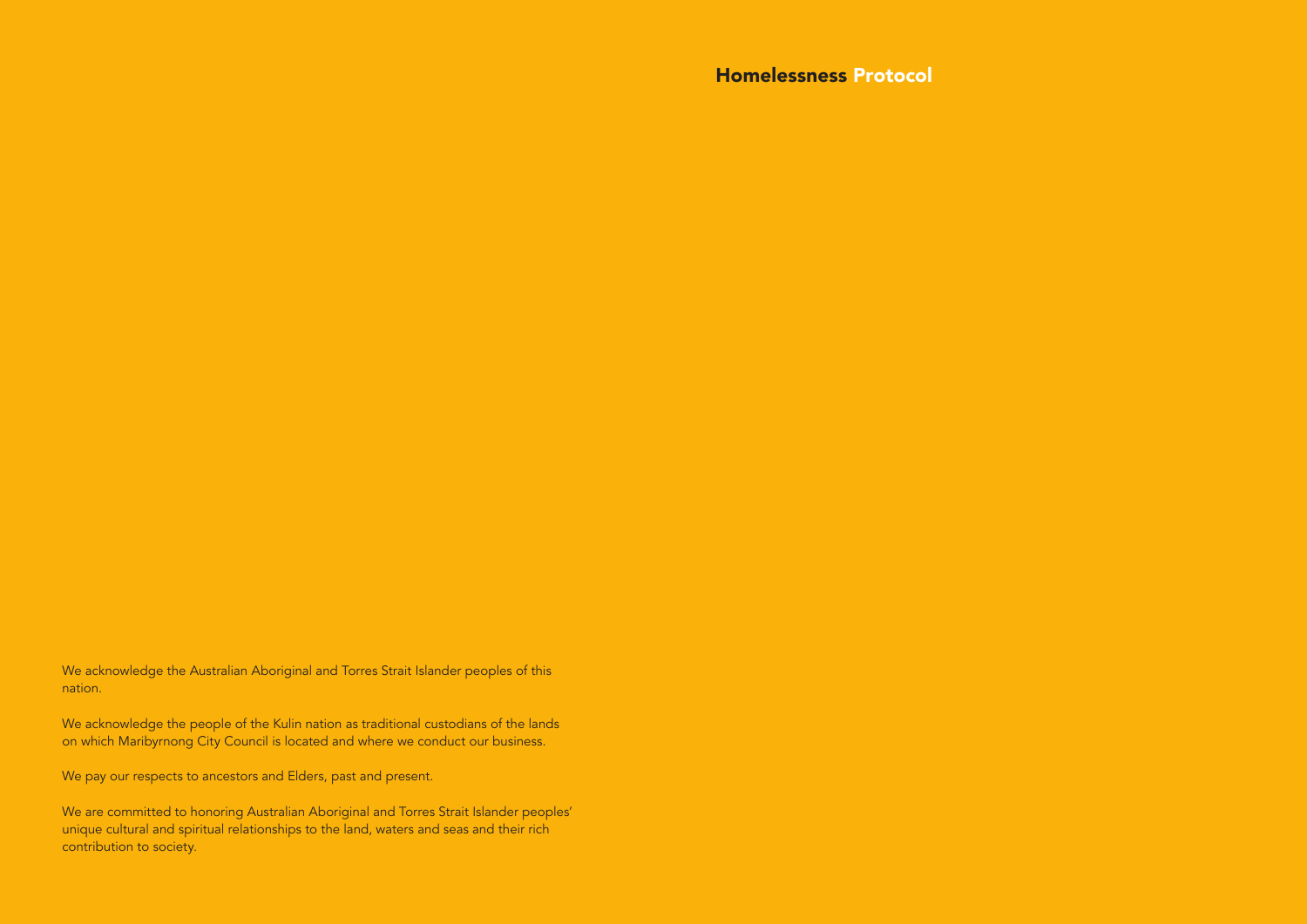# Homelessness Protocol

We acknowledge the Australian Aboriginal and Torres Strait Islander peoples of this nation.

We acknowledge the people of the Kulin nation as traditional custodians of the lands on which Maribyrnong City Council is located and where we conduct our business.

We pay our respects to ancestors and Elders, past and present.

We are committed to honoring Australian Aboriginal and Torres Strait Islander peoples' unique cultural and spiritual relationships to the land, waters and seas and their rich contribution to society.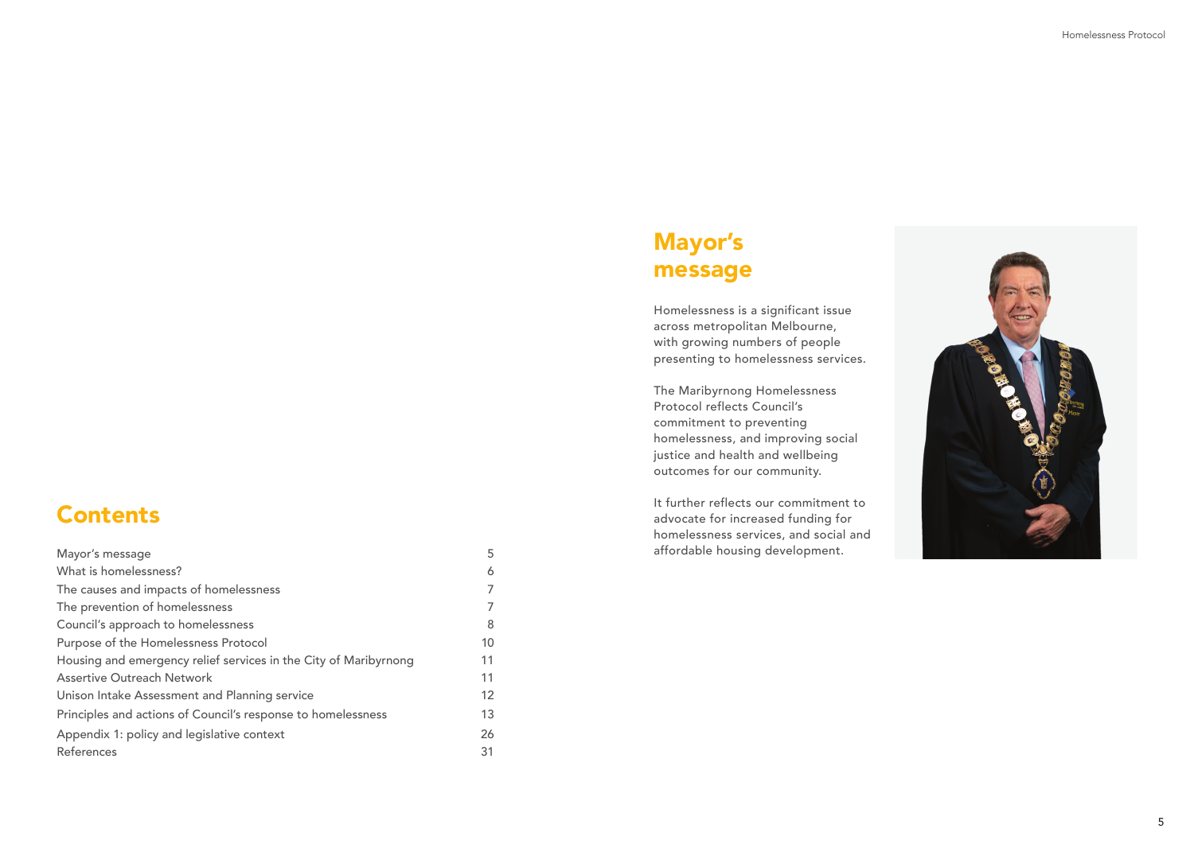## Contents

| | |
|---|---|
| Mayor's message | 5 |
| What is homelessness? | 6 |
| The causes and impacts of homelessness | 7 |
| The prevention of homelessness | 7 |
| Council's approach to homelessness | 8 |
| Purpose of the Homelessness Protocol | 10 |
| Housing and emergency relief services in the City of Maribyrnong | 11 |
| Assertive Outreach Network | 11 |
| Unison Intake Assessment and Planning service | 12 |
| Principles and actions of Council's response to homelessness | 13 |
| Appendix 1: policy and legislative context | 26 |
| References | 31 |

## Mayor's message

Homelessness is a significant issue across metropolitan Melbourne, with growing numbers of people presenting to homelessness services.

The Maribyrnong Homelessness Protocol reflects Council's commitment to preventing homelessness, and improving social justice and health and wellbeing outcomes for our community.

It further reflects our commitment to advocate for increased funding for homelessness services, and social and affordable housing development.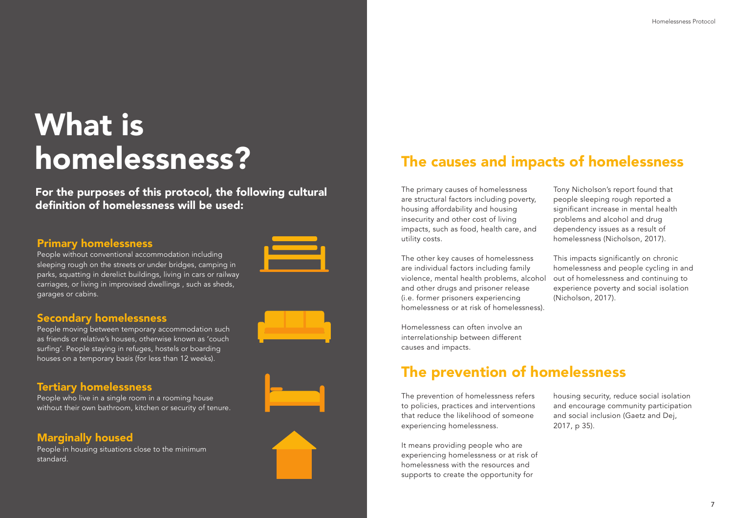# What is homelessness?

**For the purposes of this protocol, the following cultural definition of homelessness will be used:**

### Primary homelessness

People without conventional accommodation including sleeping rough on the streets or under bridges, camping in parks, squatting in derelict buildings, living in cars or railway carriages, or living in improvised dwellings , such as sheds, garages or cabins.

### Secondary homelessness

People moving between temporary accommodation such as friends or relative's houses, otherwise known as 'couch surfing'. People staying in refuges, hostels or boarding houses on a temporary basis (for less than 12 weeks).

### Tertiary homelessness

People who live in a single room in a rooming house without their own bathroom, kitchen or security of tenure.

### Marginally housed

People in housing situations close to the minimum standard.

## The causes and impacts of homelessness

The primary causes of homelessness are structural factors including poverty, housing affordability and housing insecurity and other cost of living impacts, such as food, health care, and utility costs.

The other key causes of homelessness are individual factors including family violence, mental health problems, alcohol and other drugs and prisoner release (i.e. former prisoners experiencing homelessness or at risk of homelessness).

Homelessness can often involve an interrelationship between different causes and impacts.

Tony Nicholson's report found that people sleeping rough reported a significant increase in mental health problems and alcohol and drug dependency issues as a result of homelessness (Nicholson, 2017).

This impacts significantly on chronic homelessness and people cycling in and out of homelessness and continuing to experience poverty and social isolation (Nicholson, 2017).

## The prevention of homelessness

The prevention of homelessness refers to policies, practices and interventions that reduce the likelihood of someone experiencing homelessness.

It means providing people who are experiencing homelessness or at risk of homelessness with the resources and supports to create the opportunity for housing security, reduce social isolation and encourage community participation and social inclusion (Gaetz and Dej, 2017, p 35).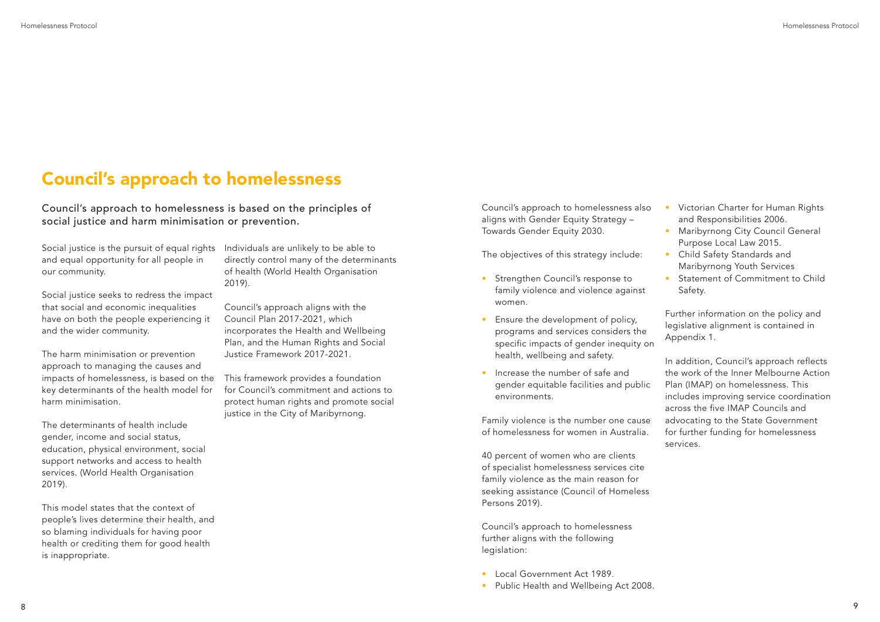# Council's approach to homelessness

## Council's approach to homelessness is based on the principles of social justice and harm minimisation or prevention.

Social justice is the pursuit of equal rights and equal opportunity for all people in our community.

Social justice seeks to redress the impact that social and economic inequalities have on both the people experiencing it and the wider community.

The harm minimisation or prevention approach to managing the causes and impacts of homelessness, is based on the key determinants of the health model for harm minimisation.

The determinants of health include gender, income and social status, education, physical environment, social support networks and access to health services. (World Health Organisation 2019).

This model states that the context of people's lives determine their health, and so blaming individuals for having poor health or crediting them for good health is inappropriate.

Individuals are unlikely to be able to directly control many of the determinants of health (World Health Organisation 2019).

Council's approach aligns with the Council Plan 2017-2021, which incorporates the Health and Wellbeing Plan, and the Human Rights and Social Justice Framework 2017-2021.

This framework provides a foundation for Council's commitment and actions to protect human rights and promote social justice in the City of Maribyrnong.

Council's approach to homelessness also aligns with Gender Equity Strategy – Towards Gender Equity 2030.

The objectives of this strategy include:

- Strengthen Council's response to family violence and violence against women.
- Ensure the development of policy, programs and services considers the specific impacts of gender inequity on health, wellbeing and safety.
- Increase the number of safe and gender equitable facilities and public environments.

Family violence is the number one cause of homelessness for women in Australia.

40 percent of women who are clients of specialist homelessness services cite family violence as the main reason for seeking assistance (Council of Homeless Persons 2019).

Council's approach to homelessness further aligns with the following legislation:

- Local Government Act 1989.
- Public Health and Wellbeing Act 2008.
- Victorian Charter for Human Rights and Responsibilities 2006.
- Maribyrnong City Council General Purpose Local Law 2015.
- Child Safety Standards and Maribyrnong Youth Services
- Statement of Commitment to Child Safety.

Further information on the policy and legislative alignment is contained in Appendix 1.

In addition, Council's approach reflects the work of the Inner Melbourne Action Plan (IMAP) on homelessness. This includes improving service coordination across the five IMAP Councils and advocating to the State Government for further funding for homelessness services.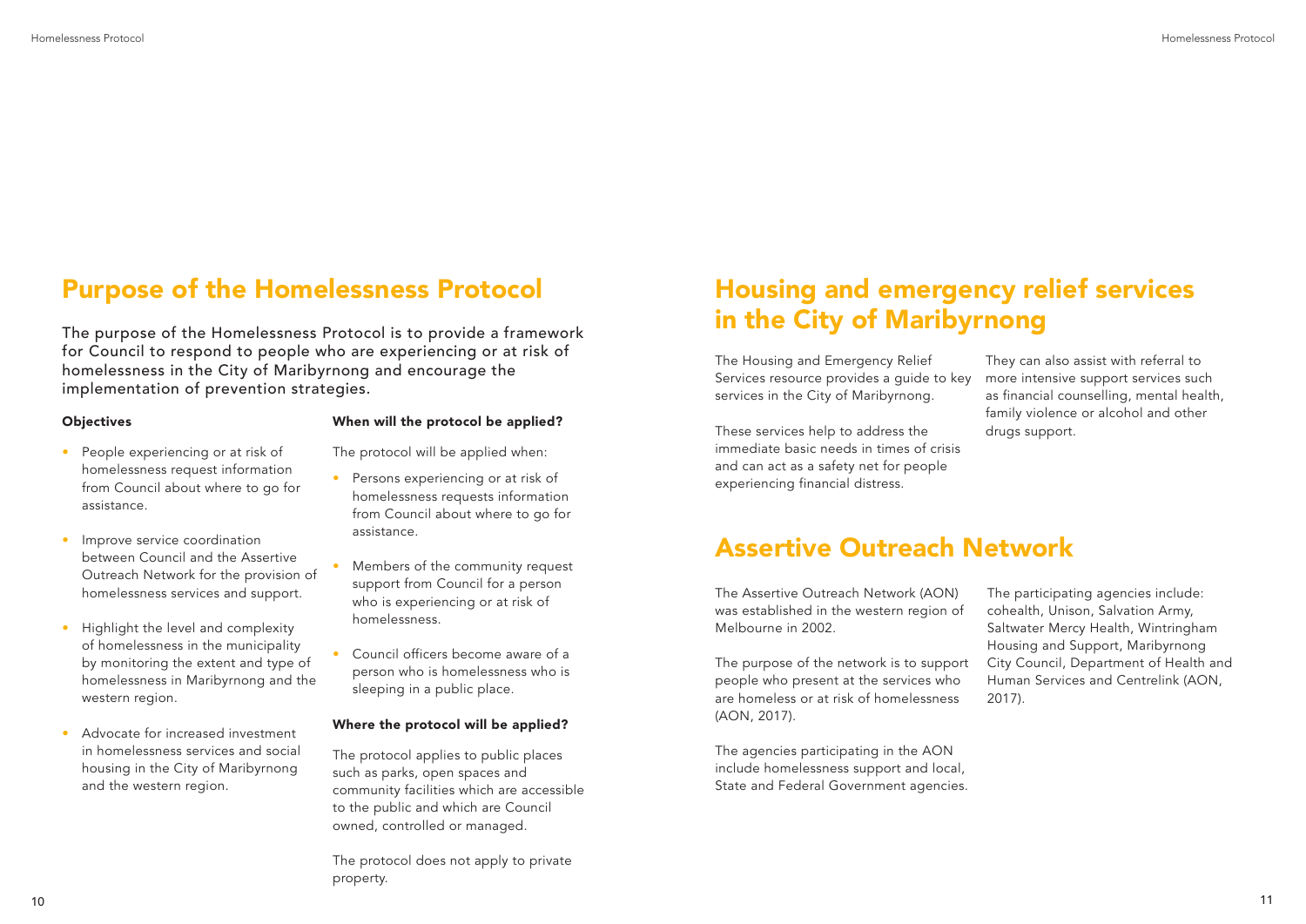# Purpose of the Homelessness Protocol

The purpose of the Homelessness Protocol is to provide a framework for Council to respond to people who are experiencing or at risk of homelessness in the City of Maribyrnong and encourage the implementation of prevention strategies.

### Objectives

- People experiencing or at risk of homelessness request information from Council about where to go for assistance.
- Improve service coordination between Council and the Assertive Outreach Network for the provision of homelessness services and support.
- Highlight the level and complexity of homelessness in the municipality by monitoring the extent and type of homelessness in Maribyrnong and the western region.
- Advocate for increased investment in homelessness services and social housing in the City of Maribyrnong and the western region.

### When will the protocol be applied?

The protocol will be applied when:

- Persons experiencing or at risk of homelessness requests information from Council about where to go for assistance.
- Members of the community request support from Council for a person who is experiencing or at risk of homelessness.
- Council officers become aware of a person who is homelessness who is sleeping in a public place.

### Where the protocol will be applied?

The protocol applies to public places such as parks, open spaces and community facilities which are accessible to the public and which are Council owned, controlled or managed.

The protocol does not apply to private property.

# Housing and emergency relief services in the City of Maribyrnong

The Housing and Emergency Relief Services resource provides a guide to key services in the City of Maribyrnong.

These services help to address the immediate basic needs in times of crisis and can act as a safety net for people experiencing financial distress.

They can also assist with referral to more intensive support services such as financial counselling, mental health, family violence or alcohol and other drugs support.

# Assertive Outreach Network

The Assertive Outreach Network (AON) was established in the western region of Melbourne in 2002.

The purpose of the network is to support people who present at the services who are homeless or at risk of homelessness (AON, 2017).

The agencies participating in the AON include homelessness support and local, State and Federal Government agencies.

The participating agencies include: cohealth, Unison, Salvation Army, Saltwater Mercy Health, Wintringham Housing and Support, Maribyrnong City Council, Department of Health and Human Services and Centrelink (AON, 2017).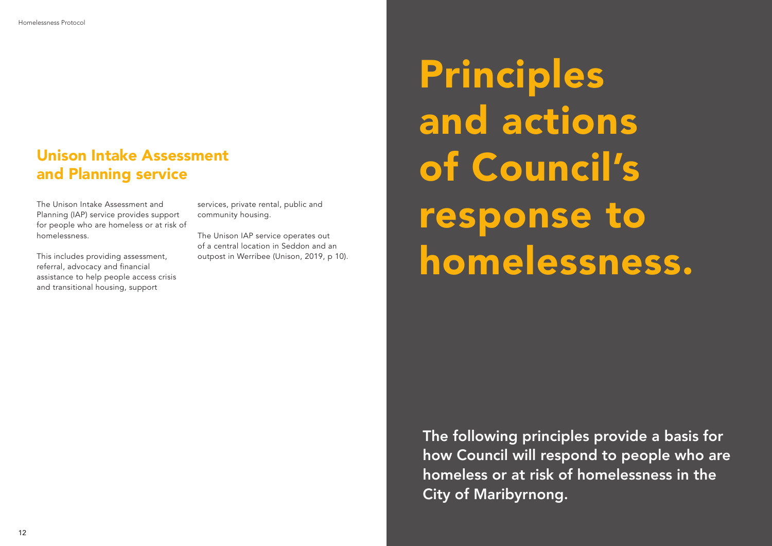## Unison Intake Assessment and Planning service

The Unison Intake Assessment and Planning (IAP) service provides support for people who are homeless or at risk of homelessness.

This includes providing assessment, referral, advocacy and financial assistance to help people access crisis and transitional housing, support services, private rental, public and community housing.

The Unison IAP service operates out of a central location in Seddon and an outpost in Werribee (Unison, 2019, p 10).

# Principles and actions of Council's response to homelessness.

**The following principles provide a basis for how Council will respond to people who are homeless or at risk of homelessness in the City of Maribyrnong.**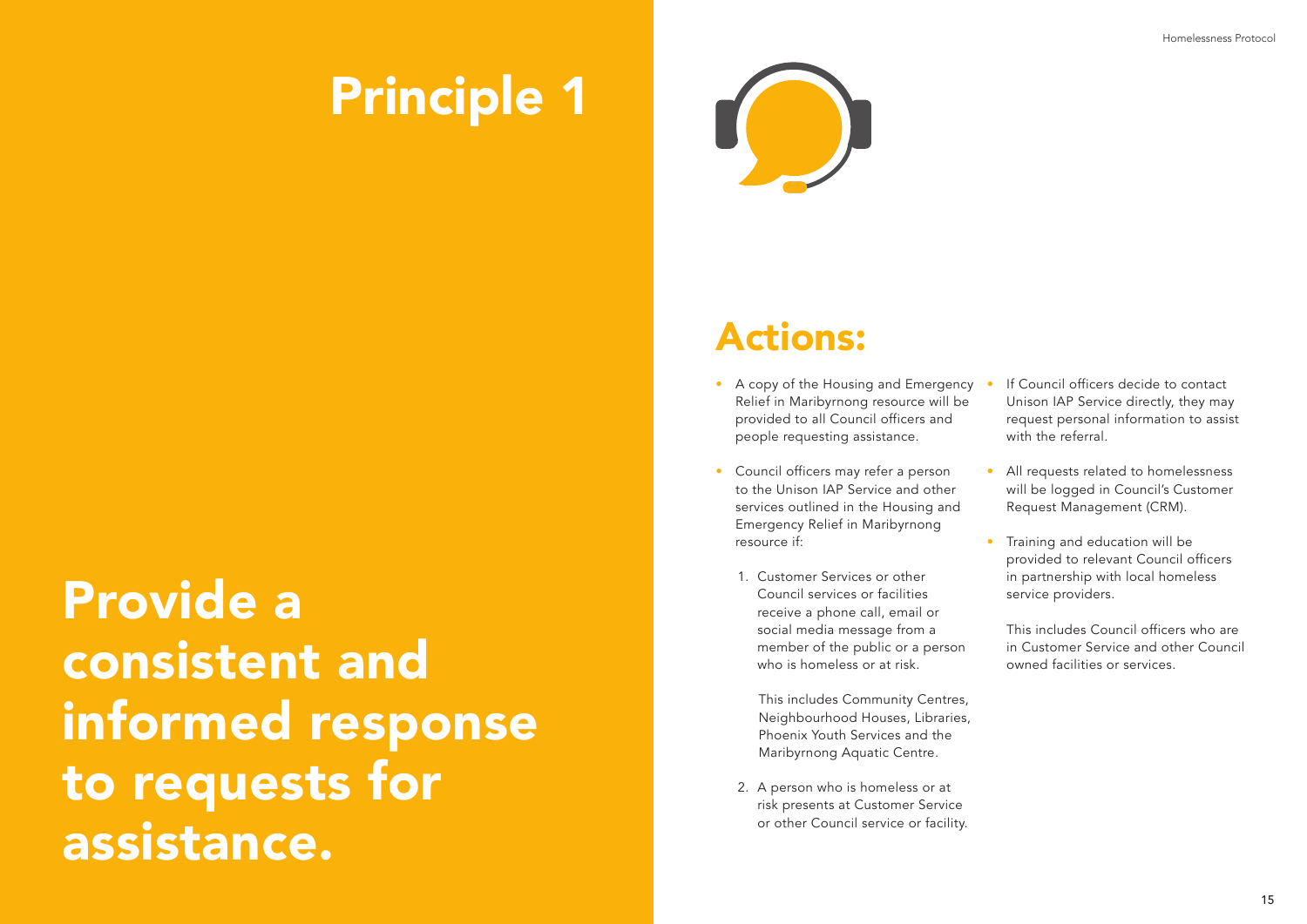# Principle 1

## Provide a consistent and informed response to requests for assistance.

## Actions:

- A copy of the Housing and Emergency Relief in Maribyrnong resource will be provided to all Council officers and people requesting assistance.
- Council officers may refer a person to the Unison IAP Service and other services outlined in the Housing and Emergency Relief in Maribyrnong resource if:

  1. Customer Services or other Council services or facilities receive a phone call, email or social media message from a member of the public or a person who is homeless or at risk.

     This includes Community Centres, Neighbourhood Houses, Libraries, Phoenix Youth Services and the Maribyrnong Aquatic Centre.

  2. A person who is homeless or at risk presents at Customer Service or other Council service or facility.

- If Council officers decide to contact Unison IAP Service directly, they may request personal information to assist with the referral.
- All requests related to homelessness will be logged in Council's Customer Request Management (CRM).
- Training and education will be provided to relevant Council officers in partnership with local homeless service providers.

  This includes Council officers who are in Customer Service and other Council owned facilities or services.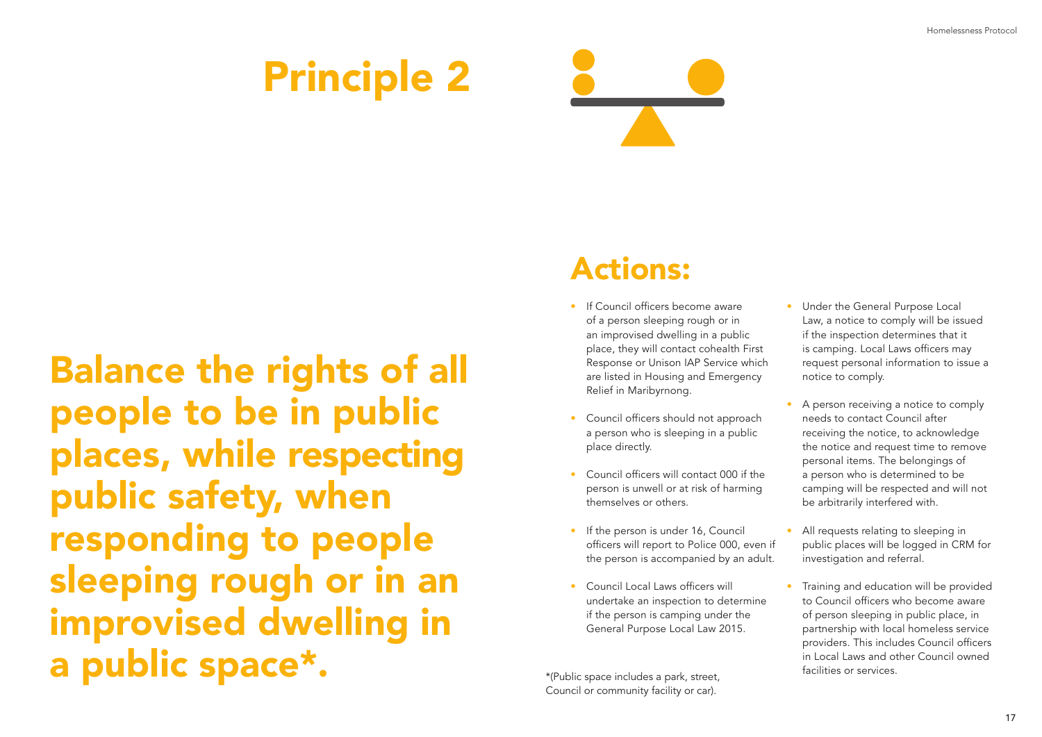# Principle 2

## Balance the rights of all people to be in public places, while respecting public safety, when responding to people sleeping rough or in an improvised dwelling in a public space*.

## Actions:

- If Council officers become aware of a person sleeping rough or in an improvised dwelling in a public place, they will contact cohealth First Response or Unison IAP Service which are listed in Housing and Emergency Relief in Maribyrnong.
- Council officers should not approach a person who is sleeping in a public place directly.
- Council officers will contact 000 if the person is unwell or at risk of harming themselves or others.
- If the person is under 16, Council officers will report to Police 000, even if the person is accompanied by an adult.
- Council Local Laws officers will undertake an inspection to determine if the person is camping under the General Purpose Local Law 2015.
- Under the General Purpose Local Law, a notice to comply will be issued if the inspection determines that it is camping. Local Laws officers may request personal information to issue a notice to comply.
- A person receiving a notice to comply needs to contact Council after receiving the notice, to acknowledge the notice and request time to remove personal items. The belongings of a person who is determined to be camping will be respected and will not be arbitrarily interfered with.
- All requests relating to sleeping in public places will be logged in CRM for investigation and referral.
- Training and education will be provided to Council officers who become aware of person sleeping in public place, in partnership with local homeless service providers. This includes Council officers in Local Laws and other Council owned facilities or services.

*(Public space includes a park, street, Council or community facility or car).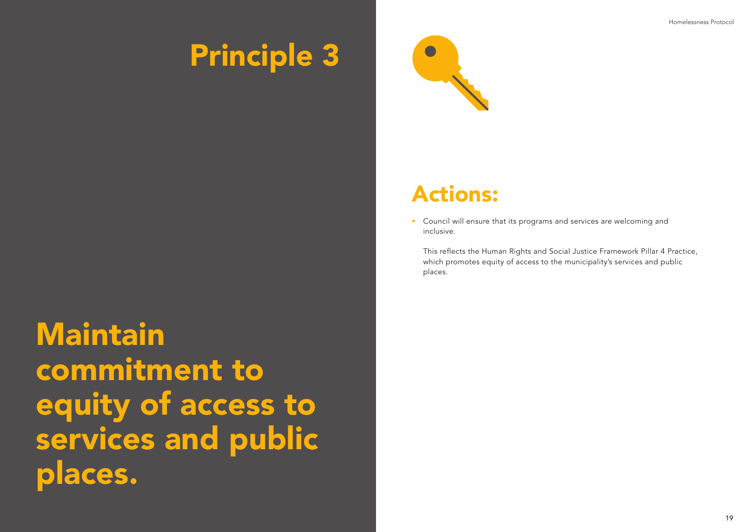# Principle 3

## Maintain commitment to equity of access to services and public places.

## Actions:

- Council will ensure that its programs and services are welcoming and inclusive.

  This reflects the Human Rights and Social Justice Framework Pillar 4 Practice, which promotes equity of access to the municipality's services and public places.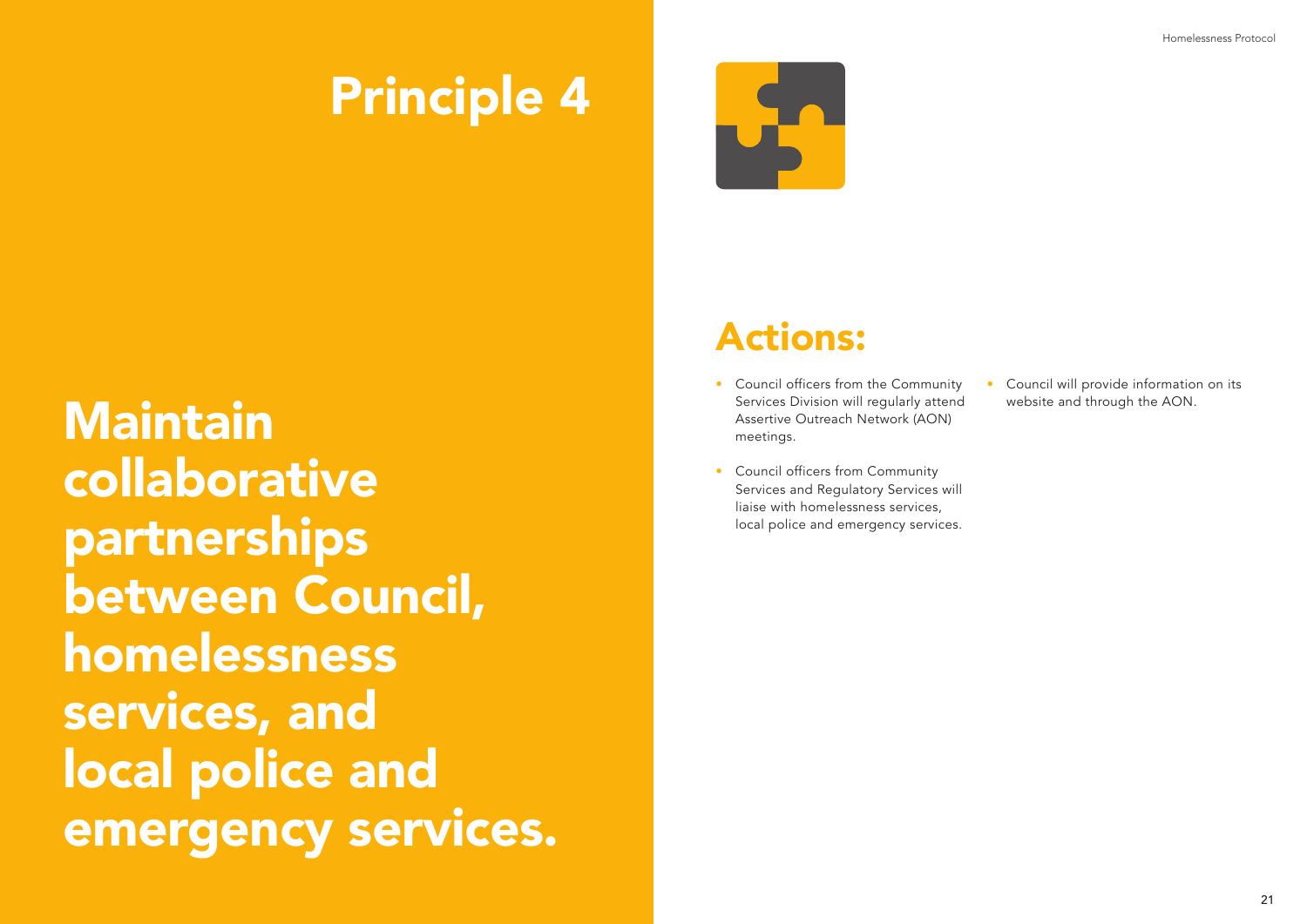# Principle 4

## Maintain collaborative partnerships between Council, homelessness services, and local police and emergency services.

## Actions:

- Council officers from the Community Services Division will regularly attend Assertive Outreach Network (AON) meetings.
- Council officers from Community Services and Regulatory Services will liaise with homelessness services, local police and emergency services.
- Council will provide information on its website and through the AON.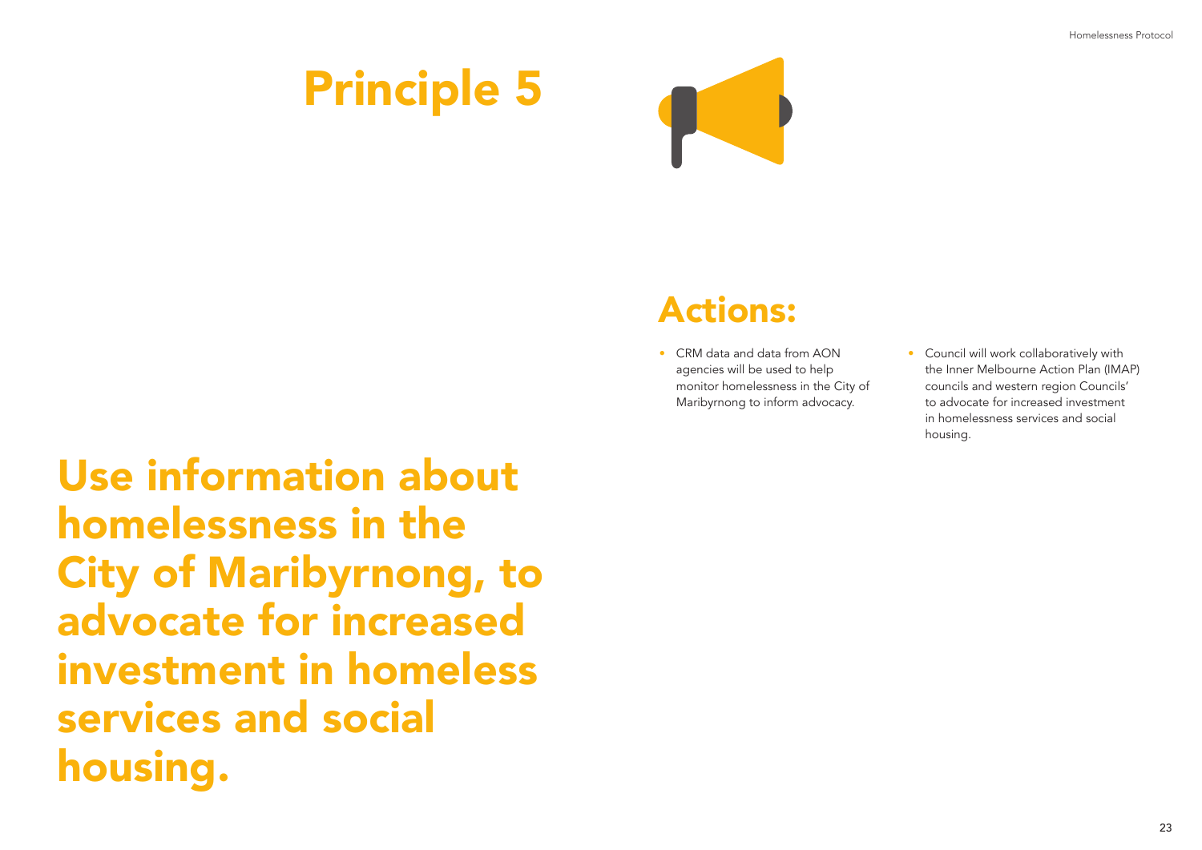# Principle 5

## Use information about homelessness in the City of Maribyrnong, to advocate for increased investment in homeless services and social housing.

## Actions:

- CRM data and data from AON agencies will be used to help monitor homelessness in the City of Maribyrnong to inform advocacy.
- Council will work collaboratively with the Inner Melbourne Action Plan (IMAP) councils and western region Councils' to advocate for increased investment in homelessness services and social housing.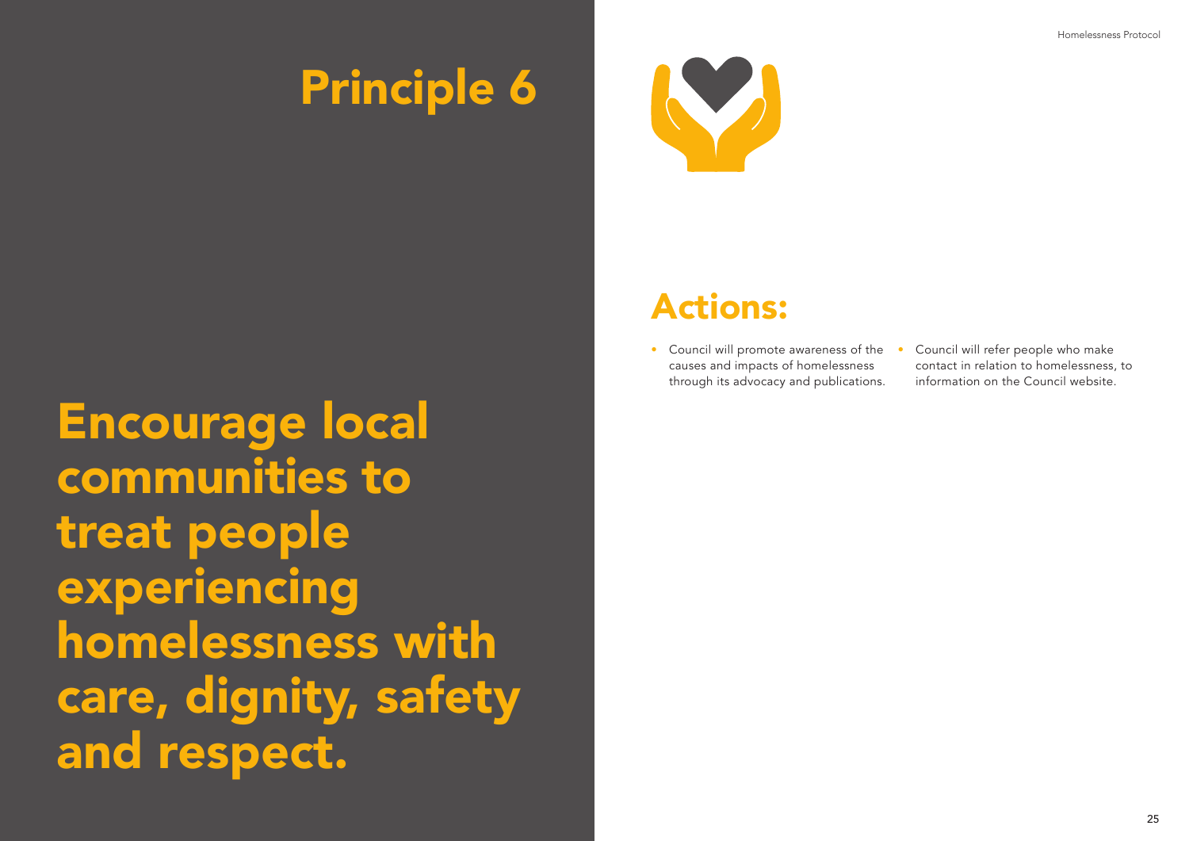# Principle 6

Encourage local communities to treat people experiencing homelessness with care, dignity, safety and respect.

## Actions:

- Council will promote awareness of the causes and impacts of homelessness through its advocacy and publications.
- Council will refer people who make contact in relation to homelessness, to information on the Council website.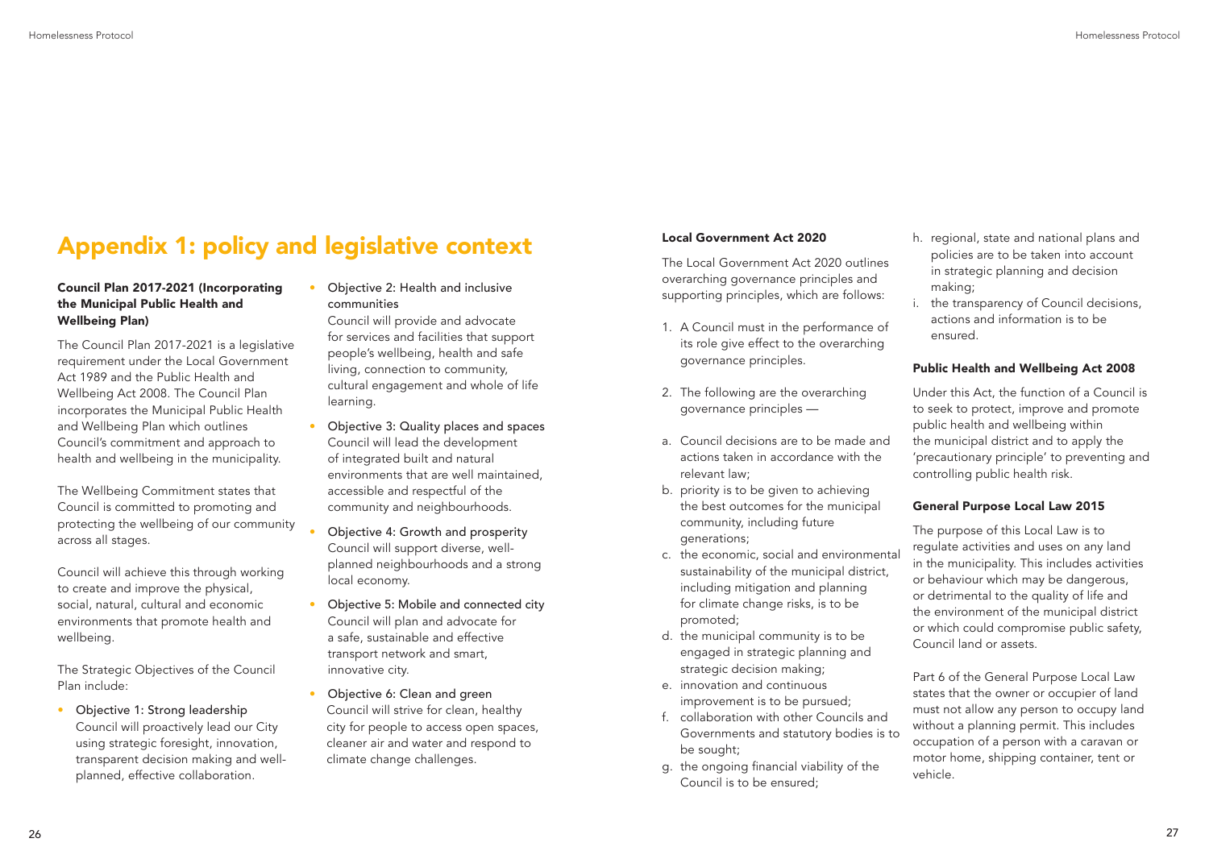# Appendix 1: policy and legislative context

### Council Plan 2017-2021 (Incorporating the Municipal Public Health and Wellbeing Plan)

The Council Plan 2017-2021 is a legislative requirement under the Local Government Act 1989 and the Public Health and Wellbeing Act 2008. The Council Plan incorporates the Municipal Public Health and Wellbeing Plan which outlines Council's commitment and approach to health and wellbeing in the municipality.

The Wellbeing Commitment states that Council is committed to promoting and protecting the wellbeing of our community across all stages.

Council will achieve this through working to create and improve the physical, social, natural, cultural and economic environments that promote health and wellbeing.

The Strategic Objectives of the Council Plan include:

- Objective 1: Strong leadership
  Council will proactively lead our City using strategic foresight, innovation, transparent decision making and well-planned, effective collaboration.
- Objective 2: Health and inclusive communities
  Council will provide and advocate for services and facilities that support people's wellbeing, health and safe living, connection to community, cultural engagement and whole of life learning.
- Objective 3: Quality places and spaces
  Council will lead the development of integrated built and natural environments that are well maintained, accessible and respectful of the community and neighbourhoods.
- Objective 4: Growth and prosperity
  Council will support diverse, well-planned neighbourhoods and a strong local economy.
- Objective 5: Mobile and connected city
  Council will plan and advocate for a safe, sustainable and effective transport network and smart, innovative city.
- Objective 6: Clean and green
  Council will strive for clean, healthy city for people to access open spaces, cleaner air and water and respond to climate change challenges.

### Local Government Act 2020

The Local Government Act 2020 outlines overarching governance principles and supporting principles, which are follows:

1. A Council must in the performance of its role give effect to the overarching governance principles.
2. The following are the overarching governance principles —

a. Council decisions are to be made and actions taken in accordance with the relevant law;
b. priority is to be given to achieving the best outcomes for the municipal community, including future generations;
c. the economic, social and environmental sustainability of the municipal district, including mitigation and planning for climate change risks, is to be promoted;
d. the municipal community is to be engaged in strategic planning and strategic decision making;
e. innovation and continuous improvement is to be pursued;
f. collaboration with other Councils and Governments and statutory bodies is to be sought;
g. the ongoing financial viability of the Council is to be ensured;
h. regional, state and national plans and policies are to be taken into account in strategic planning and decision making;
i. the transparency of Council decisions, actions and information is to be ensured.

### Public Health and Wellbeing Act 2008

Under this Act, the function of a Council is to seek to protect, improve and promote public health and wellbeing within the municipal district and to apply the 'precautionary principle' to preventing and controlling public health risk.

### General Purpose Local Law 2015

The purpose of this Local Law is to regulate activities and uses on any land in the municipality. This includes activities or behaviour which may be dangerous, or detrimental to the quality of life and the environment of the municipal district or which could compromise public safety, Council land or assets.

Part 6 of the General Purpose Local Law states that the owner or occupier of land must not allow any person to occupy land without a planning permit. This includes occupation of a person with a caravan or motor home, shipping container, tent or vehicle.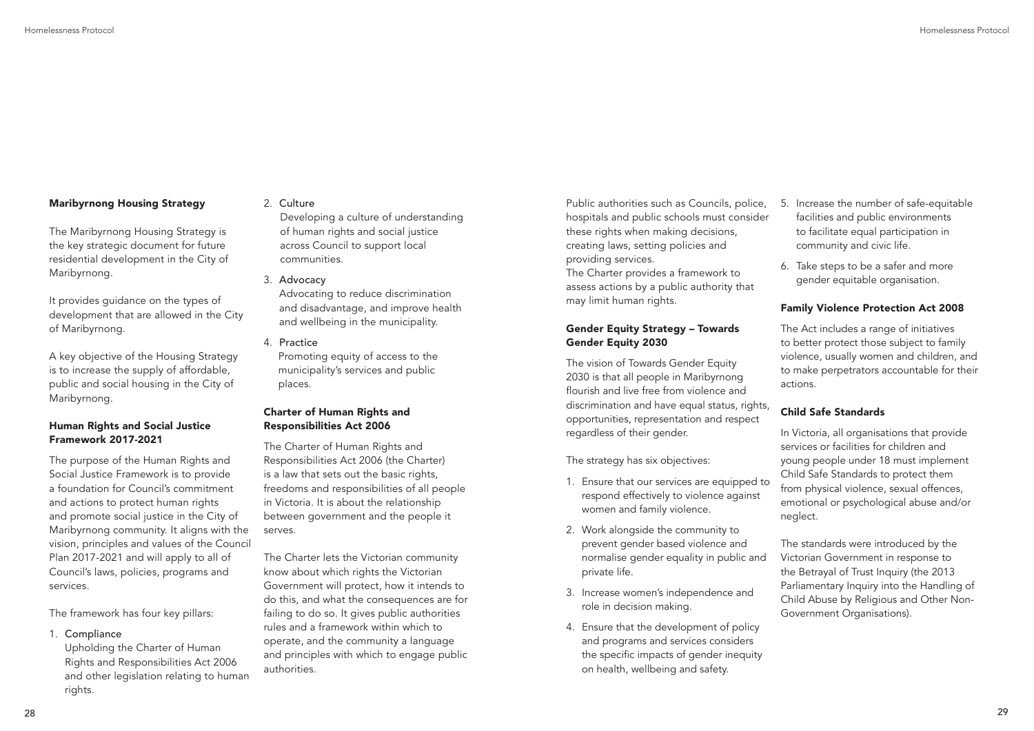### Maribyrnong Housing Strategy

The Maribyrnong Housing Strategy is the key strategic document for future residential development in the City of Maribyrnong.

It provides guidance on the types of development that are allowed in the City of Maribyrnong.

A key objective of the Housing Strategy is to increase the supply of affordable, public and social housing in the City of Maribyrnong.

### Human Rights and Social Justice Framework 2017-2021

The purpose of the Human Rights and Social Justice Framework is to provide a foundation for Council's commitment and actions to protect human rights and promote social justice in the City of Maribyrnong community. It aligns with the vision, principles and values of the Council Plan 2017-2021 and will apply to all of Council's laws, policies, programs and services.

The framework has four key pillars:

1. Compliance
   Upholding the Charter of Human Rights and Responsibilities Act 2006 and other legislation relating to human rights.
2. Culture
   Developing a culture of understanding of human rights and social justice across Council to support local communities.
3. Advocacy
   Advocating to reduce discrimination and disadvantage, and improve health and wellbeing in the municipality.
4. Practice
   Promoting equity of access to the municipality's services and public places.

### Charter of Human Rights and Responsibilities Act 2006

The Charter of Human Rights and Responsibilities Act 2006 (the Charter) is a law that sets out the basic rights, freedoms and responsibilities of all people in Victoria. It is about the relationship between government and the people it serves.

The Charter lets the Victorian community know about which rights the Victorian Government will protect, how it intends to do this, and what the consequences are for failing to do so. It gives public authorities rules and a framework within which to operate, and the community a language and principles with which to engage public authorities.

Public authorities such as Councils, police, hospitals and public schools must consider these rights when making decisions, creating laws, setting policies and providing services.
The Charter provides a framework to assess actions by a public authority that may limit human rights.

### Gender Equity Strategy – Towards Gender Equity 2030

The vision of Towards Gender Equity 2030 is that all people in Maribyrnong flourish and live free from violence and discrimination and have equal status, rights, opportunities, representation and respect regardless of their gender.

The strategy has six objectives:

1. Ensure that our services are equipped to respond effectively to violence against women and family violence.
2. Work alongside the community to prevent gender based violence and normalise gender equality in public and private life.
3. Increase women's independence and role in decision making.
4. Ensure that the development of policy and programs and services considers the specific impacts of gender inequity on health, wellbeing and safety.
5. Increase the number of safe-equitable facilities and public environments to facilitate equal participation in community and civic life.
6. Take steps to be a safer and more gender equitable organisation.

### Family Violence Protection Act 2008

The Act includes a range of initiatives to better protect those subject to family violence, usually women and children, and to make perpetrators accountable for their actions.

### Child Safe Standards

In Victoria, all organisations that provide services or facilities for children and young people under 18 must implement Child Safe Standards to protect them from physical violence, sexual offences, emotional or psychological abuse and/or neglect.

The standards were introduced by the Victorian Government in response to the Betrayal of Trust Inquiry (the 2013 Parliamentary Inquiry into the Handling of Child Abuse by Religious and Other Non-Government Organisations).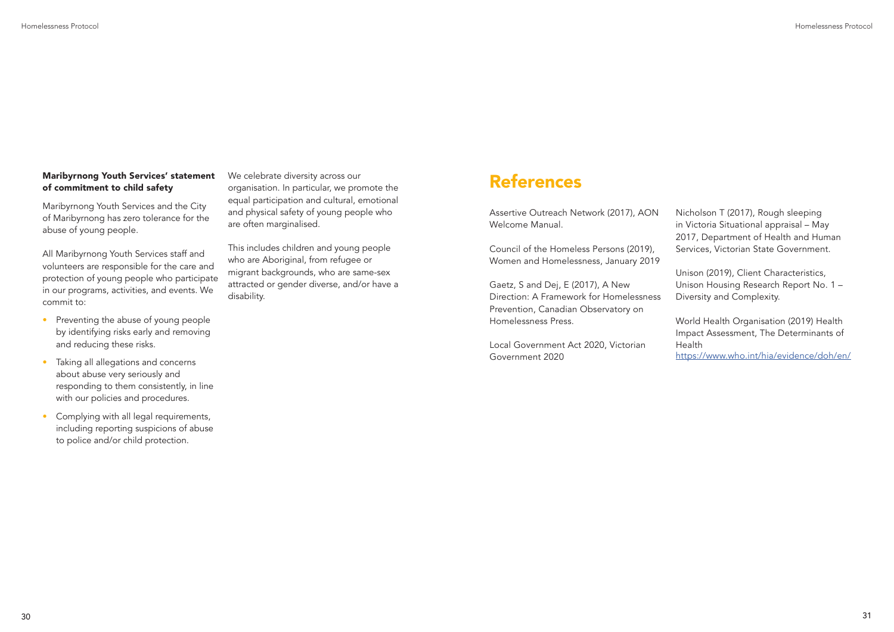#### Maribyrnong Youth Services' statement of commitment to child safety

Maribyrnong Youth Services and the City of Maribyrnong has zero tolerance for the abuse of young people.

All Maribyrnong Youth Services staff and volunteers are responsible for the care and protection of young people who participate in our programs, activities, and events. We commit to:

- Preventing the abuse of young people by identifying risks early and removing and reducing these risks.
- Taking all allegations and concerns about abuse very seriously and responding to them consistently, in line with our policies and procedures.
- Complying with all legal requirements, including reporting suspicions of abuse to police and/or child protection.

We celebrate diversity across our organisation. In particular, we promote the equal participation and cultural, emotional and physical safety of young people who are often marginalised.

This includes children and young people who are Aboriginal, from refugee or migrant backgrounds, who are same-sex attracted or gender diverse, and/or have a disability.

# References

Assertive Outreach Network (2017), AON Welcome Manual.

Council of the Homeless Persons (2019), Women and Homelessness, January 2019

Gaetz, S and Dej, E (2017), A New Direction: A Framework for Homelessness Prevention, Canadian Observatory on Homelessness Press.

Local Government Act 2020, Victorian Government 2020

Nicholson T (2017), Rough sleeping in Victoria Situational appraisal – May 2017, Department of Health and Human Services, Victorian State Government.

Unison (2019), Client Characteristics, Unison Housing Research Report No. 1 – Diversity and Complexity.

World Health Organisation (2019) Health Impact Assessment, The Determinants of Health
https://www.who.int/hia/evidence/doh/en/